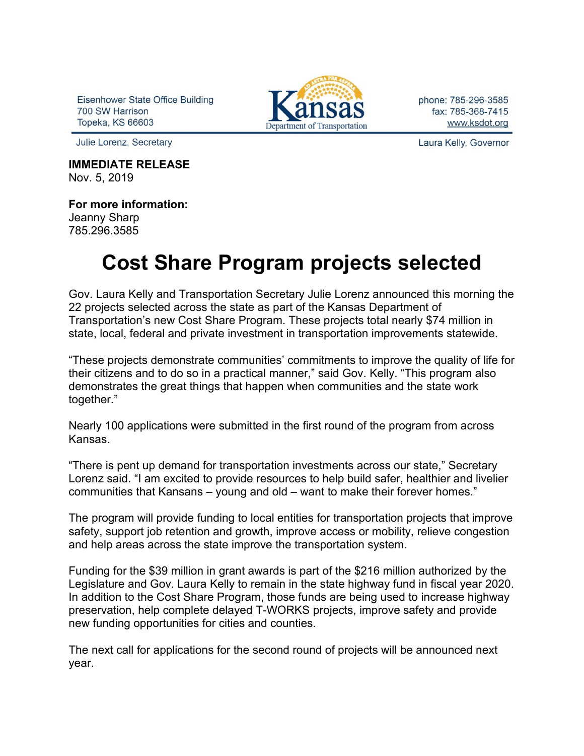Eisenhower State Office Building
700 SW Harrison
Topeka, KS 66603

Kansas Department of Transportation

phone: 785-296-3585
fax: 785-368-7415
www.ksdot.org

Julie Lorenz, Secretary

Laura Kelly, Governor

**IMMEDIATE RELEASE**
Nov. 5, 2019

**For more information:**
Jeanny Sharp
785.296.3585

# Cost Share Program projects selected

Gov. Laura Kelly and Transportation Secretary Julie Lorenz announced this morning the 22 projects selected across the state as part of the Kansas Department of Transportation's new Cost Share Program. These projects total nearly $74 million in state, local, federal and private investment in transportation improvements statewide.

"These projects demonstrate communities' commitments to improve the quality of life for their citizens and to do so in a practical manner," said Gov. Kelly. "This program also demonstrates the great things that happen when communities and the state work together."

Nearly 100 applications were submitted in the first round of the program from across Kansas.

"There is pent up demand for transportation investments across our state," Secretary Lorenz said. "I am excited to provide resources to help build safer, healthier and livelier communities that Kansans – young and old – want to make their forever homes."

The program will provide funding to local entities for transportation projects that improve safety, support job retention and growth, improve access or mobility, relieve congestion and help areas across the state improve the transportation system.

Funding for the $39 million in grant awards is part of the $216 million authorized by the Legislature and Gov. Laura Kelly to remain in the state highway fund in fiscal year 2020. In addition to the Cost Share Program, those funds are being used to increase highway preservation, help complete delayed T-WORKS projects, improve safety and provide new funding opportunities for cities and counties.

The next call for applications for the second round of projects will be announced next year.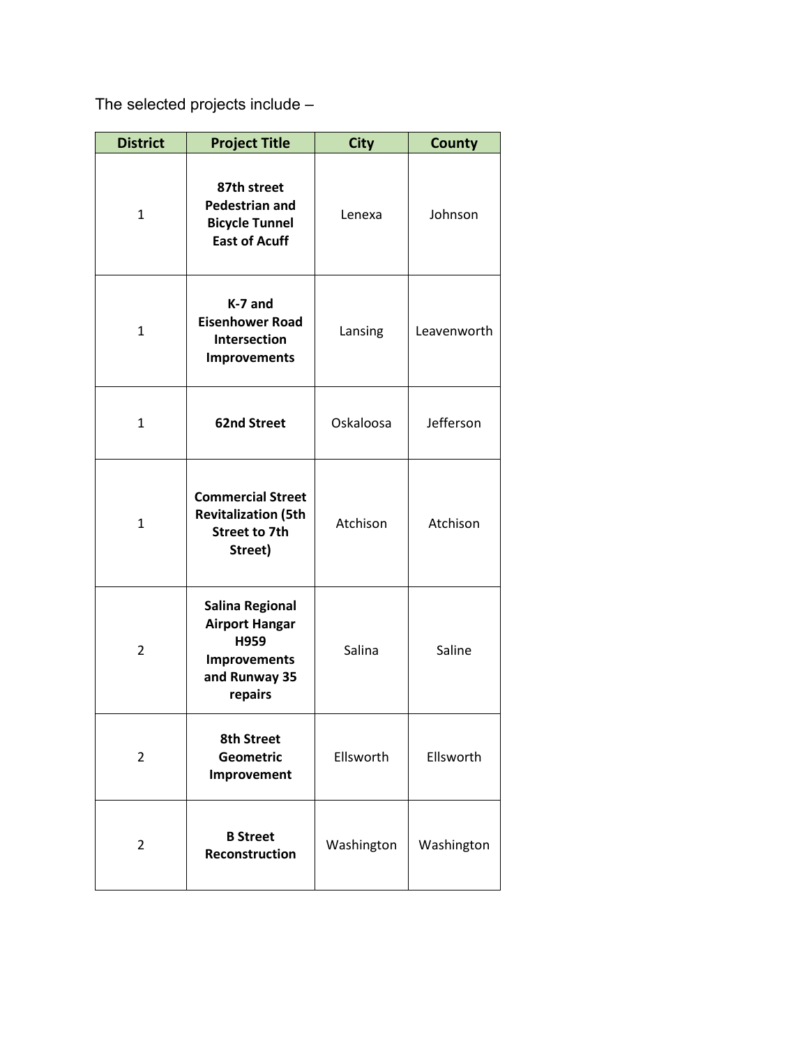The selected projects include –

| District | Project Title | City | County |
| --- | --- | --- | --- |
| 1 | **87th street Pedestrian and Bicycle Tunnel East of Acuff** | Lenexa | Johnson |
| 1 | **K-7 and Eisenhower Road Intersection Improvements** | Lansing | Leavenworth |
| 1 | **62nd Street** | Oskaloosa | Jefferson |
| 1 | **Commercial Street Revitalization (5th Street to 7th Street)** | Atchison | Atchison |
| 2 | **Salina Regional Airport Hangar H959 Improvements and Runway 35 repairs** | Salina | Saline |
| 2 | **8th Street Geometric Improvement** | Ellsworth | Ellsworth |
| 2 | **B Street Reconstruction** | Washington | Washington |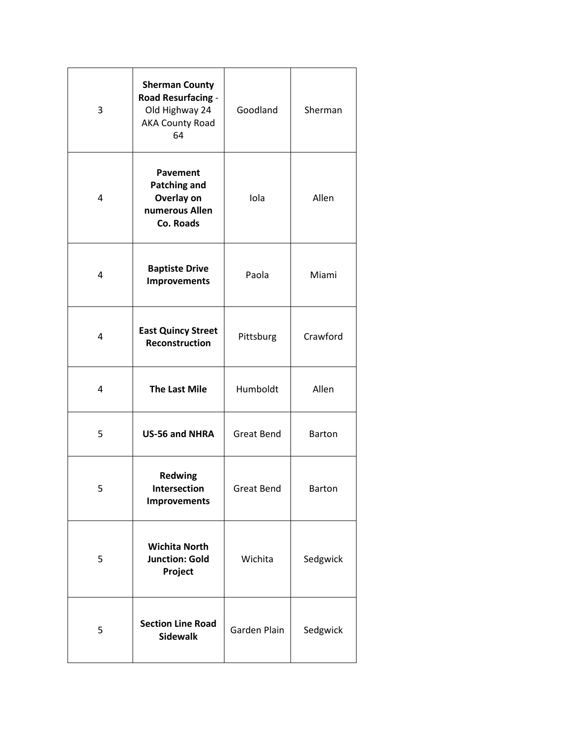| | | | |
|---|---|---|---|
| 3 | **Sherman County Road Resurfacing** - Old Highway 24 AKA County Road 64 | Goodland | Sherman |
| 4 | **Pavement Patching and Overlay on numerous Allen Co. Roads** | Iola | Allen |
| 4 | **Baptiste Drive Improvements** | Paola | Miami |
| 4 | **East Quincy Street Reconstruction** | Pittsburg | Crawford |
| 4 | **The Last Mile** | Humboldt | Allen |
| 5 | **US-56 and NHRA** | Great Bend | Barton |
| 5 | **Redwing Intersection Improvements** | Great Bend | Barton |
| 5 | **Wichita North Junction: Gold Project** | Wichita | Sedgwick |
| 5 | **Section Line Road Sidewalk** | Garden Plain | Sedgwick |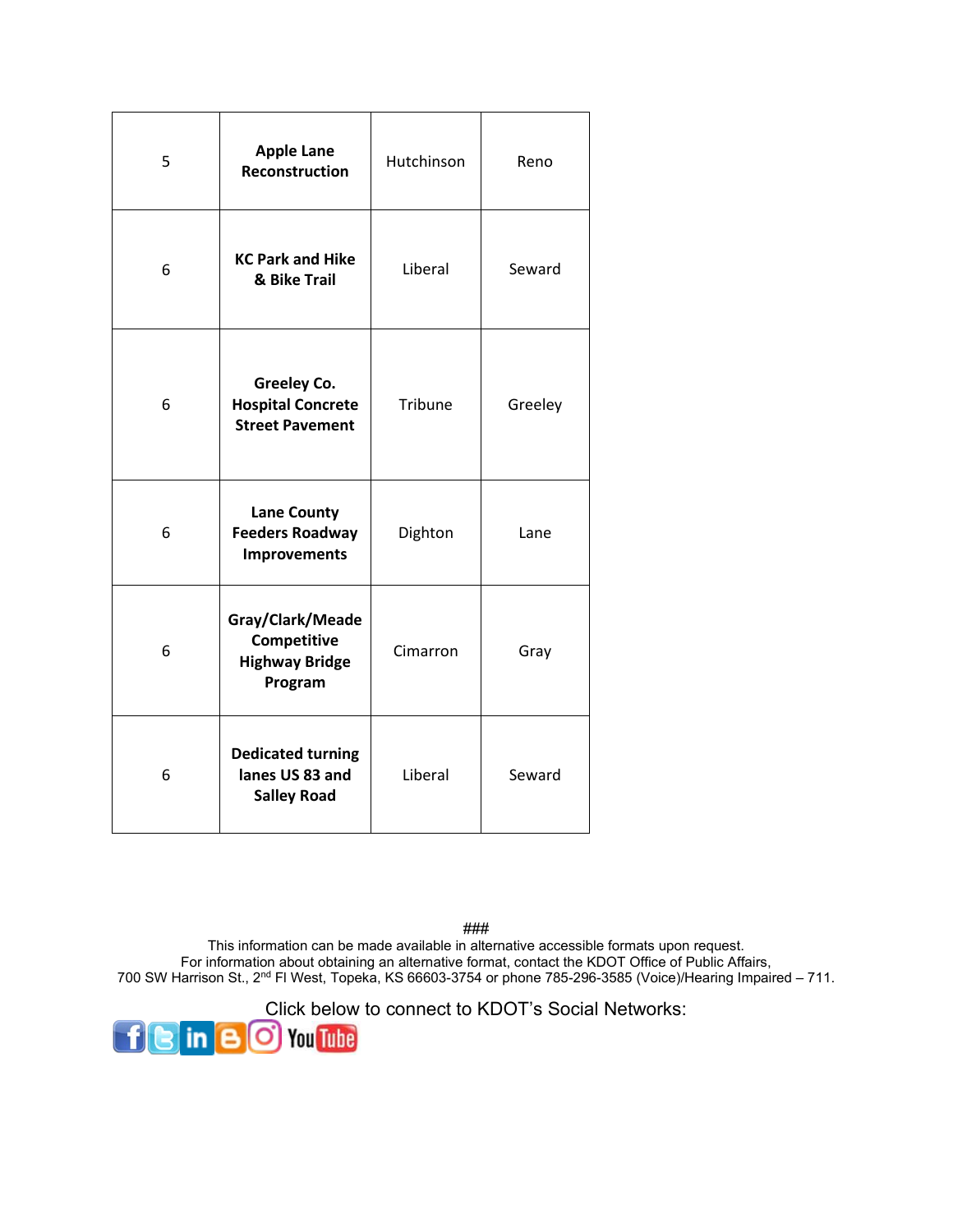| | | | |
|---|---|---|---|
| 5 | **Apple Lane Reconstruction** | Hutchinson | Reno |
| 6 | **KC Park and Hike & Bike Trail** | Liberal | Seward |
| 6 | **Greeley Co. Hospital Concrete Street Pavement** | Tribune | Greeley |
| 6 | **Lane County Feeders Roadway Improvements** | Dighton | Lane |
| 6 | **Gray/Clark/Meade Competitive Highway Bridge Program** | Cimarron | Gray |
| 6 | **Dedicated turning lanes US 83 and Salley Road** | Liberal | Seward |

###

This information can be made available in alternative accessible formats upon request.
For information about obtaining an alternative format, contact the KDOT Office of Public Affairs,
700 SW Harrison St., 2nd Fl West, Topeka, KS 66603-3754 or phone 785-296-3585 (Voice)/Hearing Impaired – 711.

Click below to connect to KDOT's Social Networks: